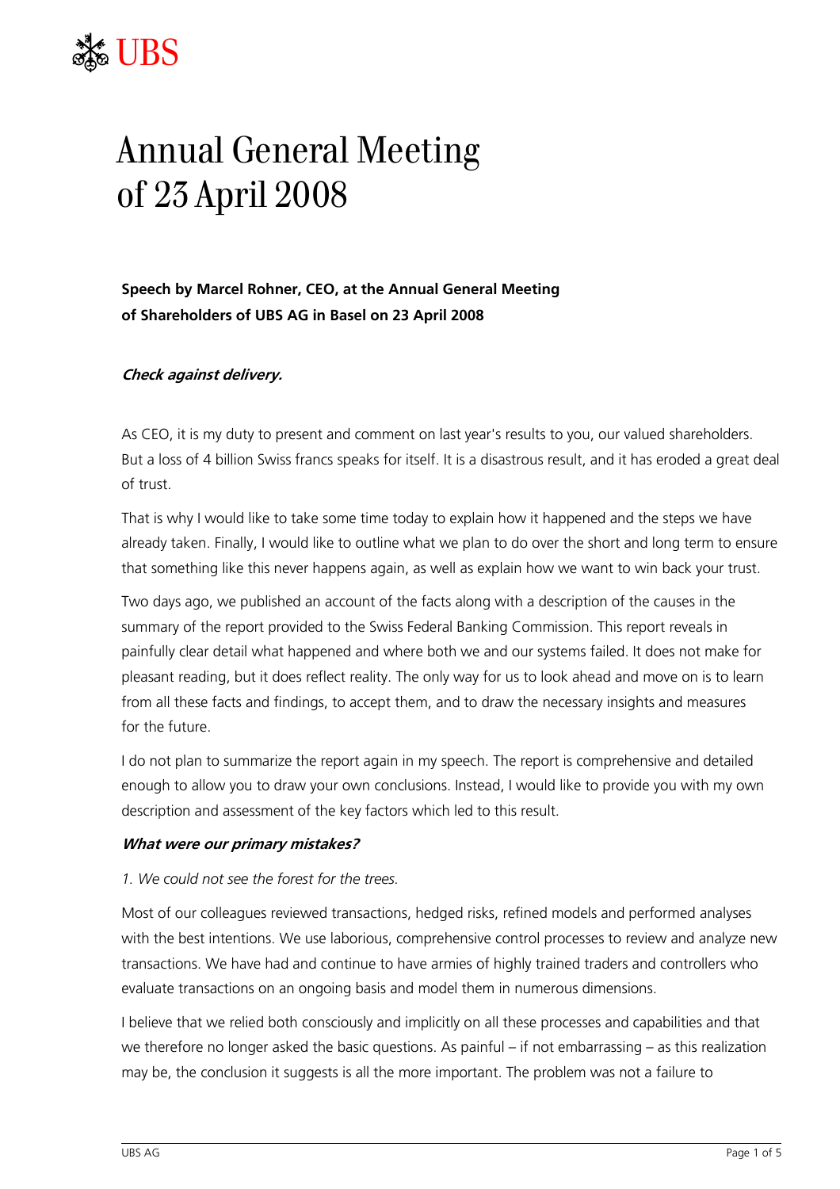# Annual General Meeting of 23 April 2008

**Speech by Marcel Rohner, CEO, at the Annual General Meeting of Shareholders of UBS AG in Basel on 23 April 2008**

***Check against delivery.***

As CEO, it is my duty to present and comment on last year's results to you, our valued shareholders. But a loss of 4 billion Swiss francs speaks for itself. It is a disastrous result, and it has eroded a great deal of trust.

That is why I would like to take some time today to explain how it happened and the steps we have already taken. Finally, I would like to outline what we plan to do over the short and long term to ensure that something like this never happens again, as well as explain how we want to win back your trust.

Two days ago, we published an account of the facts along with a description of the causes in the summary of the report provided to the Swiss Federal Banking Commission. This report reveals in painfully clear detail what happened and where both we and our systems failed. It does not make for pleasant reading, but it does reflect reality. The only way for us to look ahead and move on is to learn from all these facts and findings, to accept them, and to draw the necessary insights and measures for the future.

I do not plan to summarize the report again in my speech. The report is comprehensive and detailed enough to allow you to draw your own conclusions. Instead, I would like to provide you with my own description and assessment of the key factors which led to this result.

***What were our primary mistakes?***

*1. We could not see the forest for the trees.*

Most of our colleagues reviewed transactions, hedged risks, refined models and performed analyses with the best intentions. We use laborious, comprehensive control processes to review and analyze new transactions. We have had and continue to have armies of highly trained traders and controllers who evaluate transactions on an ongoing basis and model them in numerous dimensions.

I believe that we relied both consciously and implicitly on all these processes and capabilities and that we therefore no longer asked the basic questions. As painful – if not embarrassing – as this realization may be, the conclusion it suggests is all the more important. The problem was not a failure to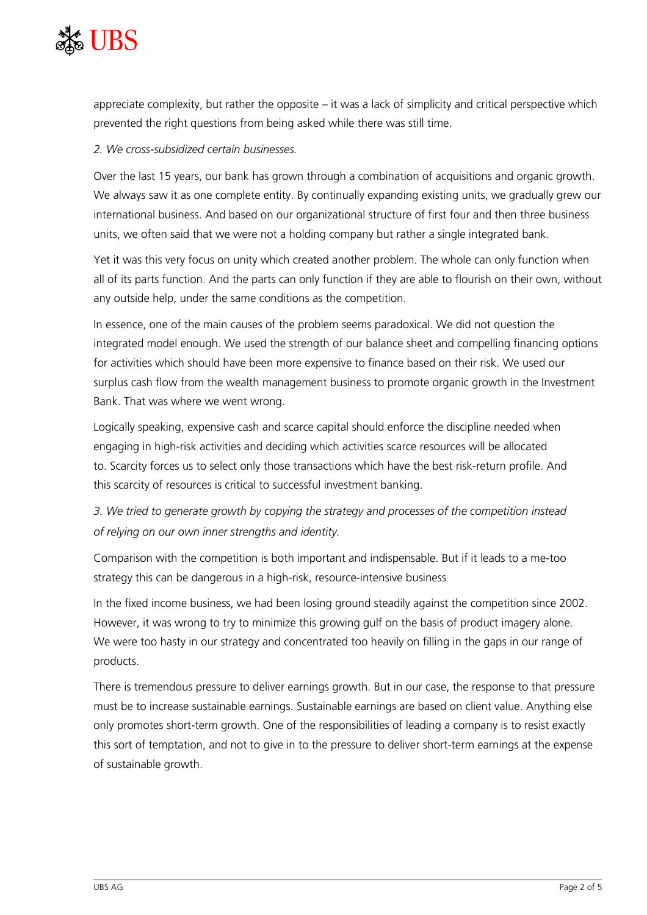appreciate complexity, but rather the opposite – it was a lack of simplicity and critical perspective which prevented the right questions from being asked while there was still time.

*2. We cross-subsidized certain businesses.*

Over the last 15 years, our bank has grown through a combination of acquisitions and organic growth. We always saw it as one complete entity. By continually expanding existing units, we gradually grew our international business. And based on our organizational structure of first four and then three business units, we often said that we were not a holding company but rather a single integrated bank.

Yet it was this very focus on unity which created another problem. The whole can only function when all of its parts function. And the parts can only function if they are able to flourish on their own, without any outside help, under the same conditions as the competition.

In essence, one of the main causes of the problem seems paradoxical. We did not question the integrated model enough. We used the strength of our balance sheet and compelling financing options for activities which should have been more expensive to finance based on their risk. We used our surplus cash flow from the wealth management business to promote organic growth in the Investment Bank. That was where we went wrong.

Logically speaking, expensive cash and scarce capital should enforce the discipline needed when engaging in high-risk activities and deciding which activities scarce resources will be allocated to. Scarcity forces us to select only those transactions which have the best risk-return profile. And this scarcity of resources is critical to successful investment banking.

*3. We tried to generate growth by copying the strategy and processes of the competition instead of relying on our own inner strengths and identity.*

Comparison with the competition is both important and indispensable. But if it leads to a me-too strategy this can be dangerous in a high-risk, resource-intensive business

In the fixed income business, we had been losing ground steadily against the competition since 2002. However, it was wrong to try to minimize this growing gulf on the basis of product imagery alone. We were too hasty in our strategy and concentrated too heavily on filling in the gaps in our range of products.

There is tremendous pressure to deliver earnings growth. But in our case, the response to that pressure must be to increase sustainable earnings. Sustainable earnings are based on client value. Anything else only promotes short-term growth. One of the responsibilities of leading a company is to resist exactly this sort of temptation, and not to give in to the pressure to deliver short-term earnings at the expense of sustainable growth.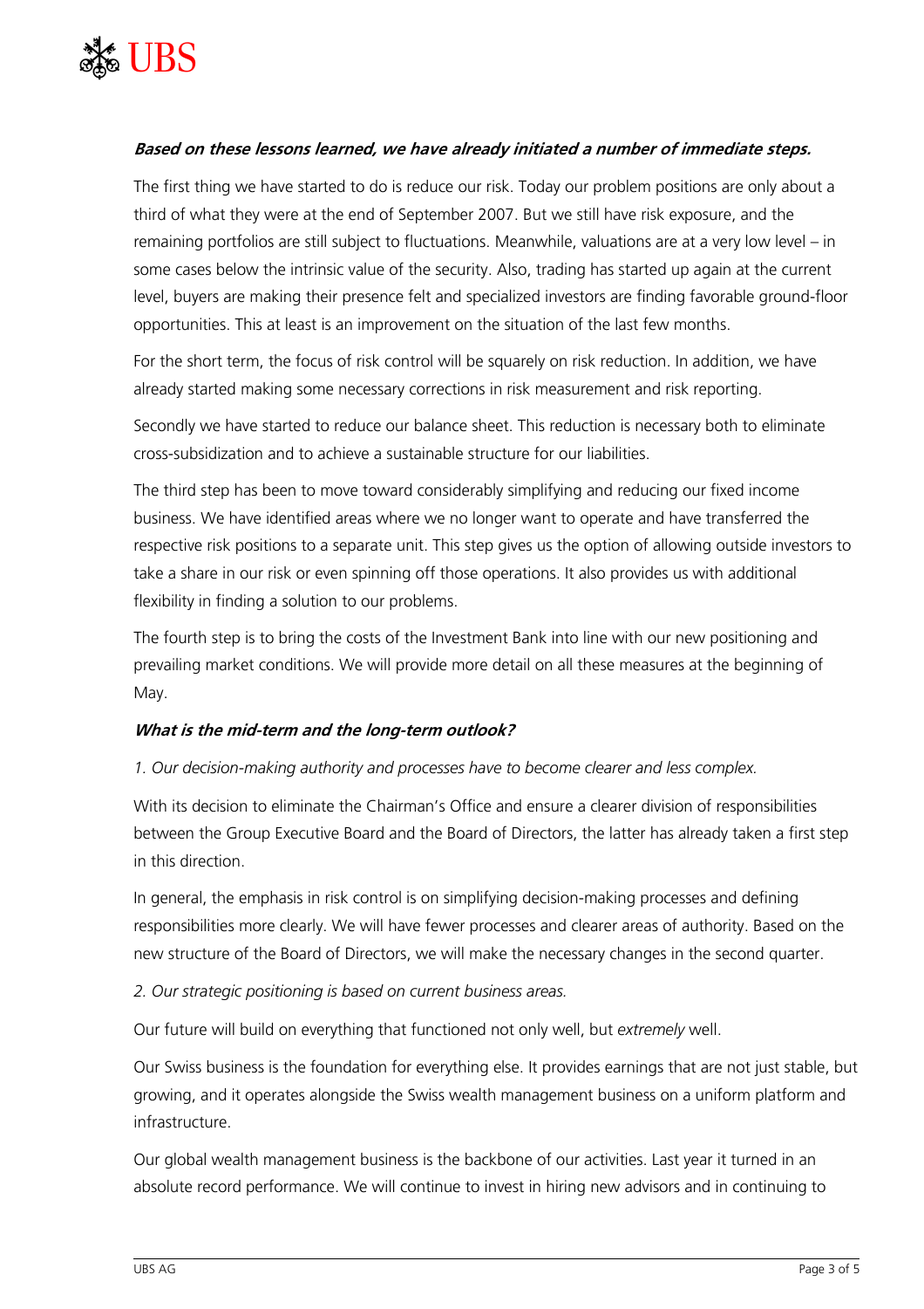***Based on these lessons learned, we have already initiated a number of immediate steps.***

The first thing we have started to do is reduce our risk. Today our problem positions are only about a third of what they were at the end of September 2007. But we still have risk exposure, and the remaining portfolios are still subject to fluctuations. Meanwhile, valuations are at a very low level – in some cases below the intrinsic value of the security. Also, trading has started up again at the current level, buyers are making their presence felt and specialized investors are finding favorable ground-floor opportunities. This at least is an improvement on the situation of the last few months.

For the short term, the focus of risk control will be squarely on risk reduction. In addition, we have already started making some necessary corrections in risk measurement and risk reporting.

Secondly we have started to reduce our balance sheet. This reduction is necessary both to eliminate cross-subsidization and to achieve a sustainable structure for our liabilities.

The third step has been to move toward considerably simplifying and reducing our fixed income business. We have identified areas where we no longer want to operate and have transferred the respective risk positions to a separate unit. This step gives us the option of allowing outside investors to take a share in our risk or even spinning off those operations. It also provides us with additional flexibility in finding a solution to our problems.

The fourth step is to bring the costs of the Investment Bank into line with our new positioning and prevailing market conditions. We will provide more detail on all these measures at the beginning of May.

***What is the mid-term and the long-term outlook?***

*1. Our decision-making authority and processes have to become clearer and less complex.*

With its decision to eliminate the Chairman's Office and ensure a clearer division of responsibilities between the Group Executive Board and the Board of Directors, the latter has already taken a first step in this direction.

In general, the emphasis in risk control is on simplifying decision-making processes and defining responsibilities more clearly. We will have fewer processes and clearer areas of authority. Based on the new structure of the Board of Directors, we will make the necessary changes in the second quarter.

*2. Our strategic positioning is based on current business areas.*

Our future will build on everything that functioned not only well, but *extremely* well.

Our Swiss business is the foundation for everything else. It provides earnings that are not just stable, but growing, and it operates alongside the Swiss wealth management business on a uniform platform and infrastructure.

Our global wealth management business is the backbone of our activities. Last year it turned in an absolute record performance. We will continue to invest in hiring new advisors and in continuing to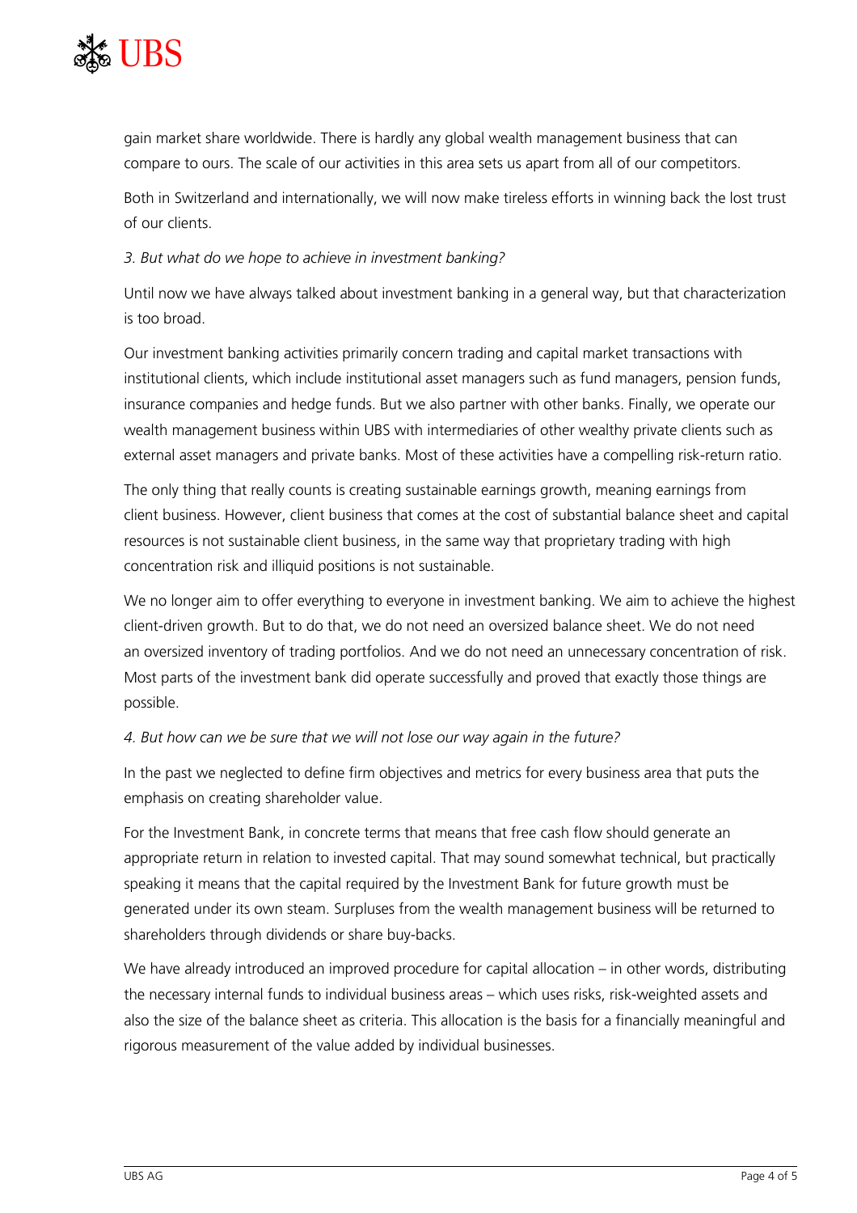gain market share worldwide. There is hardly any global wealth management business that can compare to ours. The scale of our activities in this area sets us apart from all of our competitors.

Both in Switzerland and internationally, we will now make tireless efforts in winning back the lost trust of our clients.

*3. But what do we hope to achieve in investment banking?*

Until now we have always talked about investment banking in a general way, but that characterization is too broad.

Our investment banking activities primarily concern trading and capital market transactions with institutional clients, which include institutional asset managers such as fund managers, pension funds, insurance companies and hedge funds. But we also partner with other banks. Finally, we operate our wealth management business within UBS with intermediaries of other wealthy private clients such as external asset managers and private banks. Most of these activities have a compelling risk-return ratio.

The only thing that really counts is creating sustainable earnings growth, meaning earnings from client business. However, client business that comes at the cost of substantial balance sheet and capital resources is not sustainable client business, in the same way that proprietary trading with high concentration risk and illiquid positions is not sustainable.

We no longer aim to offer everything to everyone in investment banking. We aim to achieve the highest client-driven growth. But to do that, we do not need an oversized balance sheet. We do not need an oversized inventory of trading portfolios. And we do not need an unnecessary concentration of risk. Most parts of the investment bank did operate successfully and proved that exactly those things are possible.

*4. But how can we be sure that we will not lose our way again in the future?*

In the past we neglected to define firm objectives and metrics for every business area that puts the emphasis on creating shareholder value.

For the Investment Bank, in concrete terms that means that free cash flow should generate an appropriate return in relation to invested capital. That may sound somewhat technical, but practically speaking it means that the capital required by the Investment Bank for future growth must be generated under its own steam. Surpluses from the wealth management business will be returned to shareholders through dividends or share buy-backs.

We have already introduced an improved procedure for capital allocation – in other words, distributing the necessary internal funds to individual business areas – which uses risks, risk-weighted assets and also the size of the balance sheet as criteria. This allocation is the basis for a financially meaningful and rigorous measurement of the value added by individual businesses.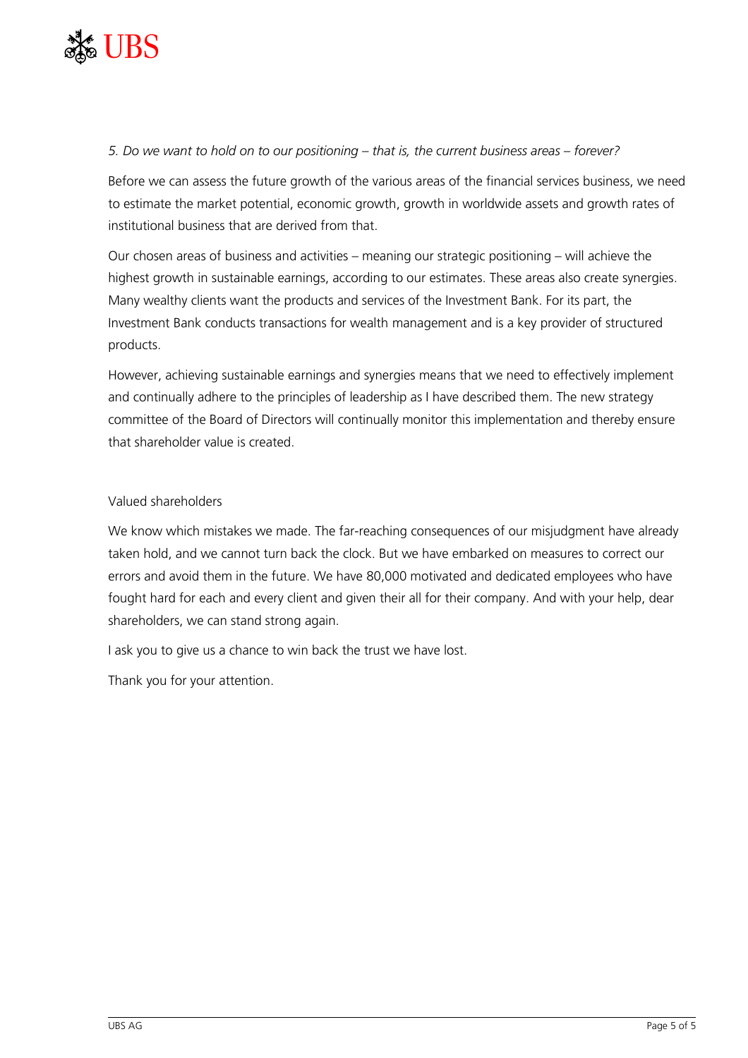*5. Do we want to hold on to our positioning – that is, the current business areas – forever?*

Before we can assess the future growth of the various areas of the financial services business, we need to estimate the market potential, economic growth, growth in worldwide assets and growth rates of institutional business that are derived from that.

Our chosen areas of business and activities – meaning our strategic positioning – will achieve the highest growth in sustainable earnings, according to our estimates. These areas also create synergies. Many wealthy clients want the products and services of the Investment Bank. For its part, the Investment Bank conducts transactions for wealth management and is a key provider of structured products.

However, achieving sustainable earnings and synergies means that we need to effectively implement and continually adhere to the principles of leadership as I have described them. The new strategy committee of the Board of Directors will continually monitor this implementation and thereby ensure that shareholder value is created.

Valued shareholders

We know which mistakes we made. The far-reaching consequences of our misjudgment have already taken hold, and we cannot turn back the clock. But we have embarked on measures to correct our errors and avoid them in the future. We have 80,000 motivated and dedicated employees who have fought hard for each and every client and given their all for their company. And with your help, dear shareholders, we can stand strong again.

I ask you to give us a chance to win back the trust we have lost.

Thank you for your attention.